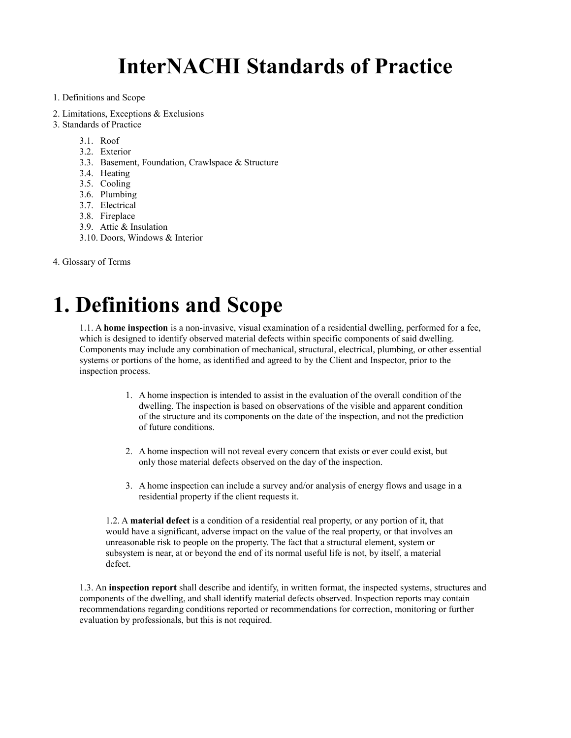# InterNACHI Standards of Practice

1. Definitions and Scope
2. Limitations, Exceptions & Exclusions
3. Standards of Practice
   - 3.1. Roof
   - 3.2. Exterior
   - 3.3. Basement, Foundation, Crawlspace & Structure
   - 3.4. Heating
   - 3.5. Cooling
   - 3.6. Plumbing
   - 3.7. Electrical
   - 3.8. Fireplace
   - 3.9. Attic & Insulation
   - 3.10. Doors, Windows & Interior
4. Glossary of Terms

# 1. Definitions and Scope

1.1. A **home inspection** is a non-invasive, visual examination of a residential dwelling, performed for a fee, which is designed to identify observed material defects within specific components of said dwelling. Components may include any combination of mechanical, structural, electrical, plumbing, or other essential systems or portions of the home, as identified and agreed to by the Client and Inspector, prior to the inspection process.

1. A home inspection is intended to assist in the evaluation of the overall condition of the dwelling. The inspection is based on observations of the visible and apparent condition of the structure and its components on the date of the inspection, and not the prediction of future conditions.
2. A home inspection will not reveal every concern that exists or ever could exist, but only those material defects observed on the day of the inspection.
3. A home inspection can include a survey and/or analysis of energy flows and usage in a residential property if the client requests it.

1.2. A **material defect** is a condition of a residential real property, or any portion of it, that would have a significant, adverse impact on the value of the real property, or that involves an unreasonable risk to people on the property. The fact that a structural element, system or subsystem is near, at or beyond the end of its normal useful life is not, by itself, a material defect.

1.3. An **inspection report** shall describe and identify, in written format, the inspected systems, structures and components of the dwelling, and shall identify material defects observed. Inspection reports may contain recommendations regarding conditions reported or recommendations for correction, monitoring or further evaluation by professionals, but this is not required.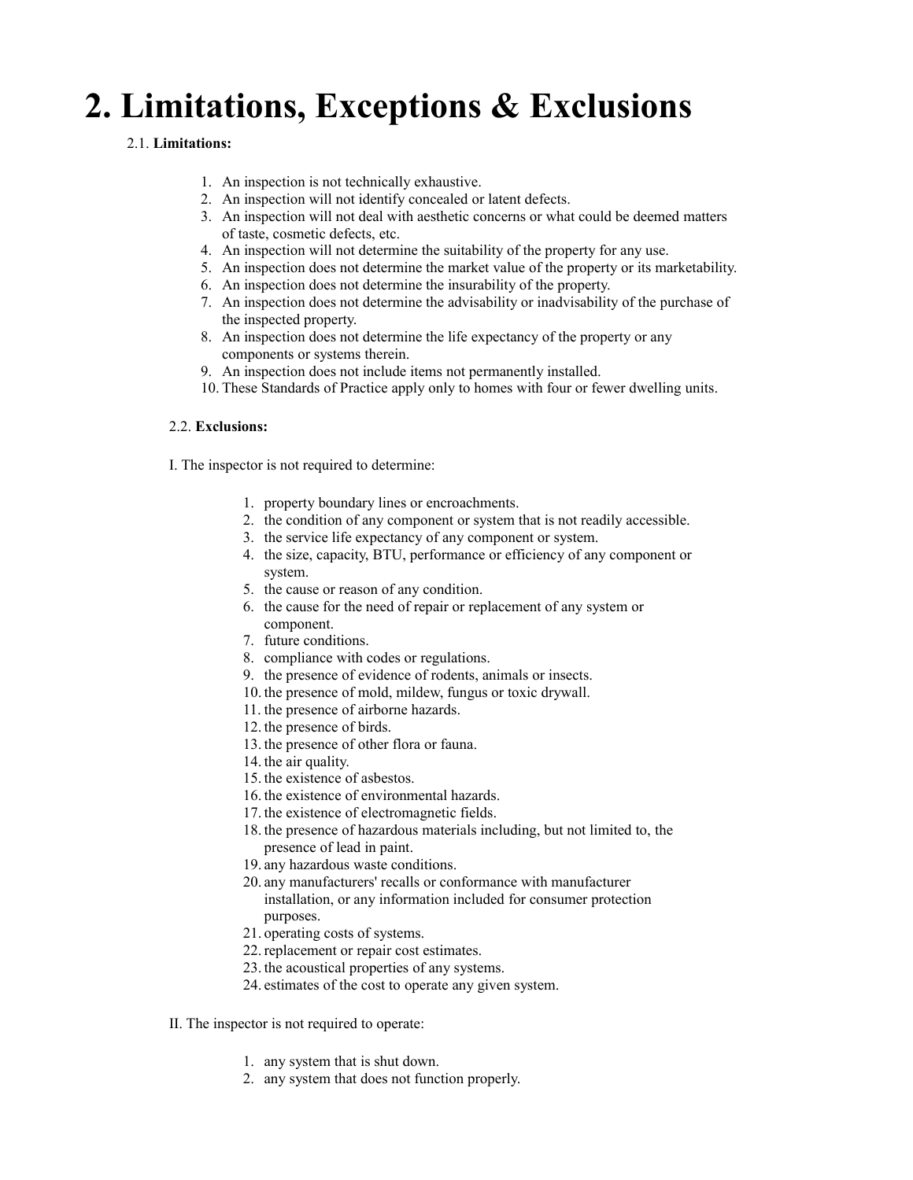# 2. Limitations, Exceptions & Exclusions

2.1. **Limitations:**

1. An inspection is not technically exhaustive.
2. An inspection will not identify concealed or latent defects.
3. An inspection will not deal with aesthetic concerns or what could be deemed matters of taste, cosmetic defects, etc.
4. An inspection will not determine the suitability of the property for any use.
5. An inspection does not determine the market value of the property or its marketability.
6. An inspection does not determine the insurability of the property.
7. An inspection does not determine the advisability or inadvisability of the purchase of the inspected property.
8. An inspection does not determine the life expectancy of the property or any components or systems therein.
9. An inspection does not include items not permanently installed.
10. These Standards of Practice apply only to homes with four or fewer dwelling units.

2.2. **Exclusions:**

I. The inspector is not required to determine:

1. property boundary lines or encroachments.
2. the condition of any component or system that is not readily accessible.
3. the service life expectancy of any component or system.
4. the size, capacity, BTU, performance or efficiency of any component or system.
5. the cause or reason of any condition.
6. the cause for the need of repair or replacement of any system or component.
7. future conditions.
8. compliance with codes or regulations.
9. the presence of evidence of rodents, animals or insects.
10. the presence of mold, mildew, fungus or toxic drywall.
11. the presence of airborne hazards.
12. the presence of birds.
13. the presence of other flora or fauna.
14. the air quality.
15. the existence of asbestos.
16. the existence of environmental hazards.
17. the existence of electromagnetic fields.
18. the presence of hazardous materials including, but not limited to, the presence of lead in paint.
19. any hazardous waste conditions.
20. any manufacturers' recalls or conformance with manufacturer installation, or any information included for consumer protection purposes.
21. operating costs of systems.
22. replacement or repair cost estimates.
23. the acoustical properties of any systems.
24. estimates of the cost to operate any given system.

II. The inspector is not required to operate:

1. any system that is shut down.
2. any system that does not function properly.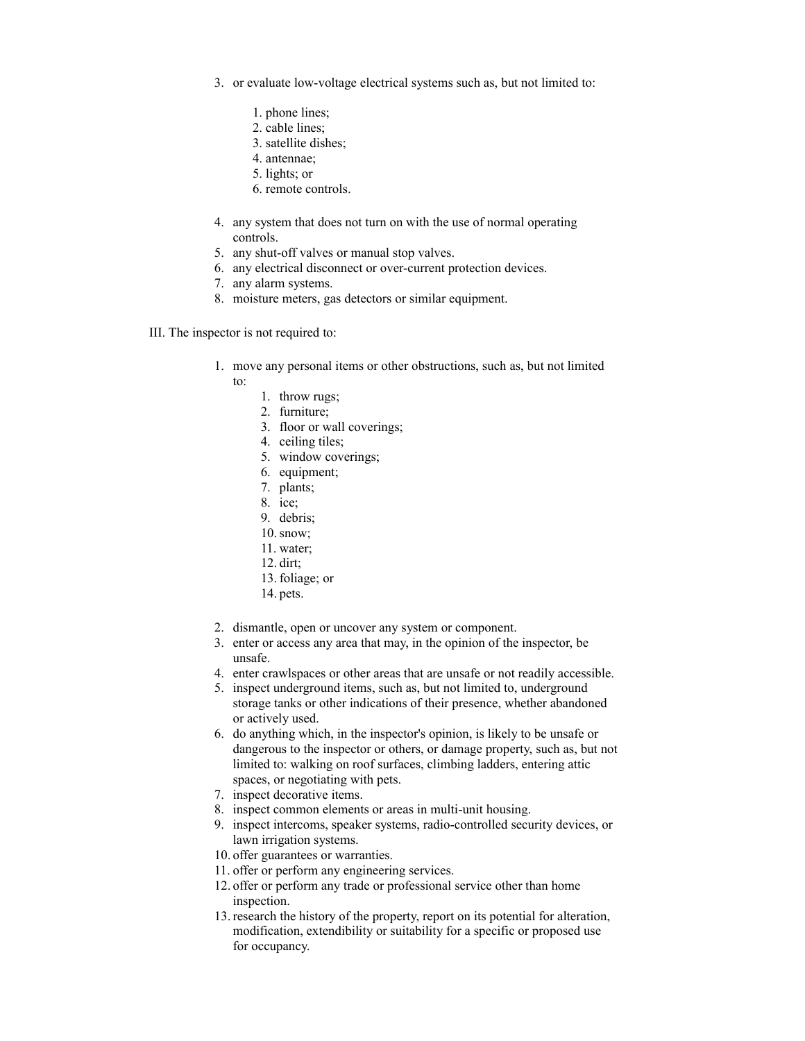3. or evaluate low-voltage electrical systems such as, but not limited to:

    1. phone lines;
    2. cable lines;
    3. satellite dishes;
    4. antennae;
    5. lights; or
    6. remote controls.

4. any system that does not turn on with the use of normal operating controls.
5. any shut-off valves or manual stop valves.
6. any electrical disconnect or over-current protection devices.
7. any alarm systems.
8. moisture meters, gas detectors or similar equipment.

III. The inspector is not required to:

1. move any personal items or other obstructions, such as, but not limited to:
    1. throw rugs;
    2. furniture;
    3. floor or wall coverings;
    4. ceiling tiles;
    5. window coverings;
    6. equipment;
    7. plants;
    8. ice;
    9. debris;
    10. snow;
    11. water;
    12. dirt;
    13. foliage; or
    14. pets.

2. dismantle, open or uncover any system or component.
3. enter or access any area that may, in the opinion of the inspector, be unsafe.
4. enter crawlspaces or other areas that are unsafe or not readily accessible.
5. inspect underground items, such as, but not limited to, underground storage tanks or other indications of their presence, whether abandoned or actively used.
6. do anything which, in the inspector's opinion, is likely to be unsafe or dangerous to the inspector or others, or damage property, such as, but not limited to: walking on roof surfaces, climbing ladders, entering attic spaces, or negotiating with pets.
7. inspect decorative items.
8. inspect common elements or areas in multi-unit housing.
9. inspect intercoms, speaker systems, radio-controlled security devices, or lawn irrigation systems.
10. offer guarantees or warranties.
11. offer or perform any engineering services.
12. offer or perform any trade or professional service other than home inspection.
13. research the history of the property, report on its potential for alteration, modification, extendibility or suitability for a specific or proposed use for occupancy.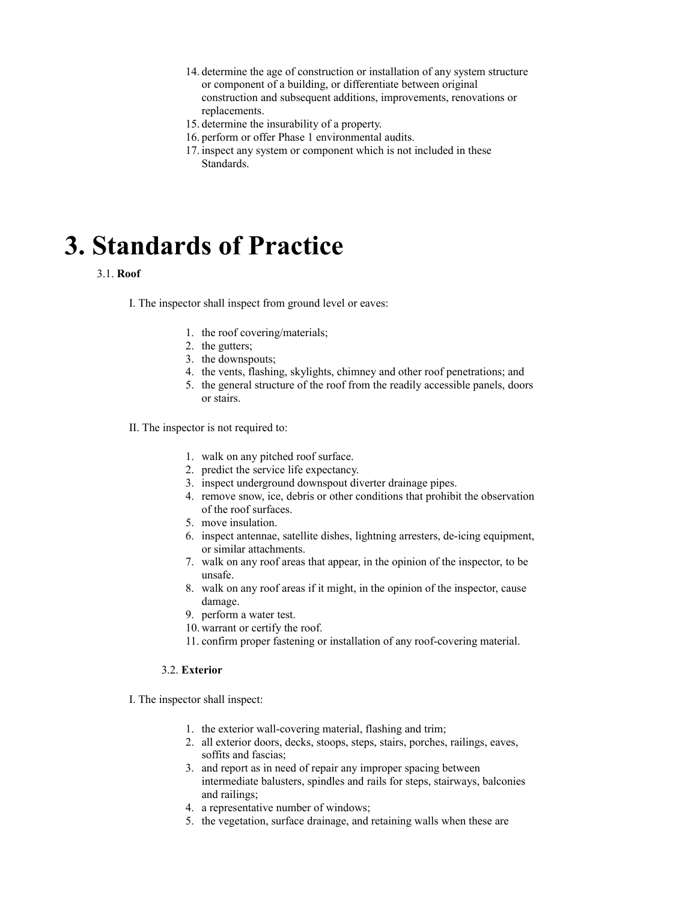14. determine the age of construction or installation of any system structure or component of a building, or differentiate between original construction and subsequent additions, improvements, renovations or replacements.
15. determine the insurability of a property.
16. perform or offer Phase 1 environmental audits.
17. inspect any system or component which is not included in these Standards.

# 3. Standards of Practice

3.1. **Roof**

I. The inspector shall inspect from ground level or eaves:

1. the roof covering/materials;
2. the gutters;
3. the downspouts;
4. the vents, flashing, skylights, chimney and other roof penetrations; and
5. the general structure of the roof from the readily accessible panels, doors or stairs.

II. The inspector is not required to:

1. walk on any pitched roof surface.
2. predict the service life expectancy.
3. inspect underground downspout diverter drainage pipes.
4. remove snow, ice, debris or other conditions that prohibit the observation of the roof surfaces.
5. move insulation.
6. inspect antennae, satellite dishes, lightning arresters, de-icing equipment, or similar attachments.
7. walk on any roof areas that appear, in the opinion of the inspector, to be unsafe.
8. walk on any roof areas if it might, in the opinion of the inspector, cause damage.
9. perform a water test.
10. warrant or certify the roof.
11. confirm proper fastening or installation of any roof-covering material.

3.2. **Exterior**

I. The inspector shall inspect:

1. the exterior wall-covering material, flashing and trim;
2. all exterior doors, decks, stoops, steps, stairs, porches, railings, eaves, soffits and fascias;
3. and report as in need of repair any improper spacing between intermediate balusters, spindles and rails for steps, stairways, balconies and railings;
4. a representative number of windows;
5. the vegetation, surface drainage, and retaining walls when these are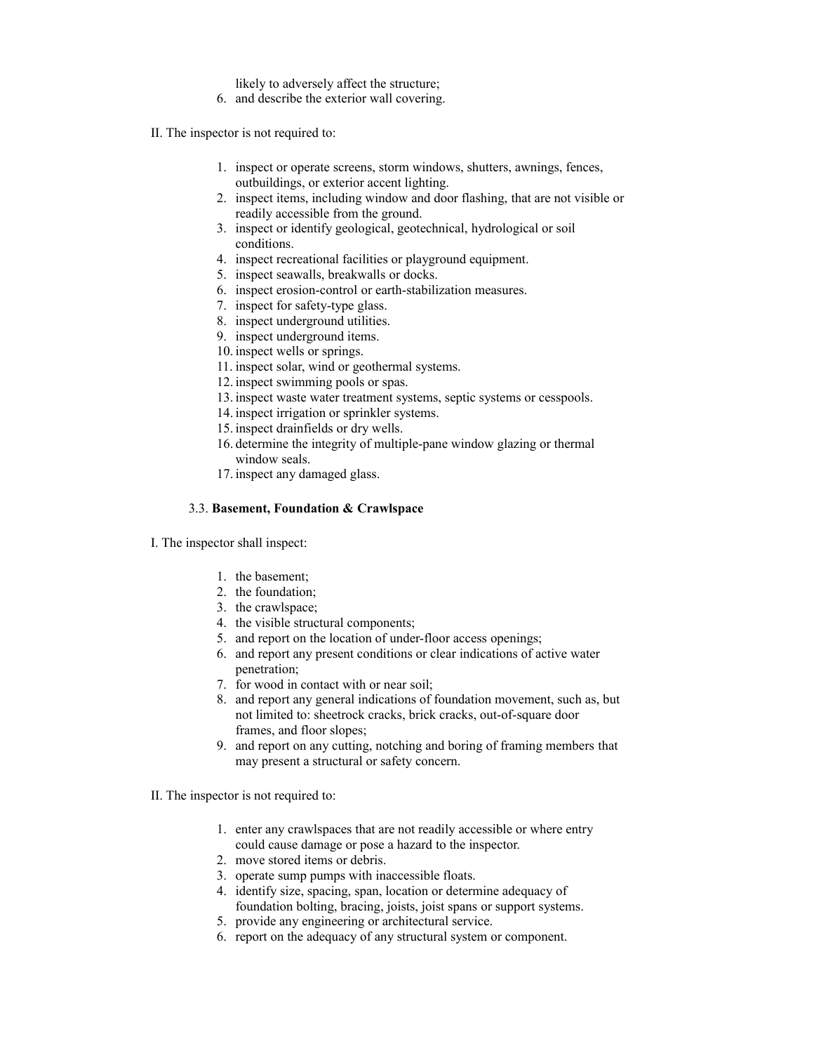likely to adversely affect the structure;

6. and describe the exterior wall covering.

II. The inspector is not required to:

1. inspect or operate screens, storm windows, shutters, awnings, fences, outbuildings, or exterior accent lighting.
2. inspect items, including window and door flashing, that are not visible or readily accessible from the ground.
3. inspect or identify geological, geotechnical, hydrological or soil conditions.
4. inspect recreational facilities or playground equipment.
5. inspect seawalls, breakwalls or docks.
6. inspect erosion-control or earth-stabilization measures.
7. inspect for safety-type glass.
8. inspect underground utilities.
9. inspect underground items.
10. inspect wells or springs.
11. inspect solar, wind or geothermal systems.
12. inspect swimming pools or spas.
13. inspect waste water treatment systems, septic systems or cesspools.
14. inspect irrigation or sprinkler systems.
15. inspect drainfields or dry wells.
16. determine the integrity of multiple-pane window glazing or thermal window seals.
17. inspect any damaged glass.

### 3.3. **Basement, Foundation & Crawlspace**

I. The inspector shall inspect:

1. the basement;
2. the foundation;
3. the crawlspace;
4. the visible structural components;
5. and report on the location of under-floor access openings;
6. and report any present conditions or clear indications of active water penetration;
7. for wood in contact with or near soil;
8. and report any general indications of foundation movement, such as, but not limited to: sheetrock cracks, brick cracks, out-of-square door frames, and floor slopes;
9. and report on any cutting, notching and boring of framing members that may present a structural or safety concern.

II. The inspector is not required to:

1. enter any crawlspaces that are not readily accessible or where entry could cause damage or pose a hazard to the inspector.
2. move stored items or debris.
3. operate sump pumps with inaccessible floats.
4. identify size, spacing, span, location or determine adequacy of foundation bolting, bracing, joists, joist spans or support systems.
5. provide any engineering or architectural service.
6. report on the adequacy of any structural system or component.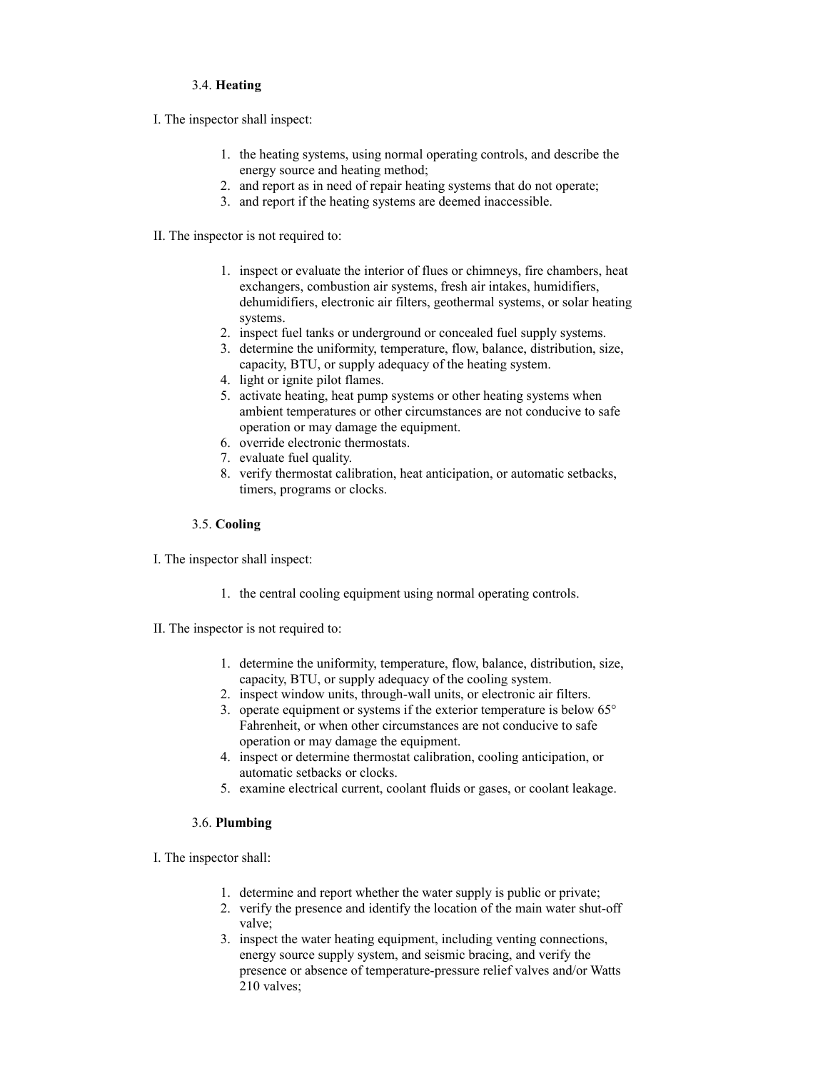### 3.4. **Heating**

I. The inspector shall inspect:

1. the heating systems, using normal operating controls, and describe the energy source and heating method;
2. and report as in need of repair heating systems that do not operate;
3. and report if the heating systems are deemed inaccessible.

II. The inspector is not required to:

1. inspect or evaluate the interior of flues or chimneys, fire chambers, heat exchangers, combustion air systems, fresh air intakes, humidifiers, dehumidifiers, electronic air filters, geothermal systems, or solar heating systems.
2. inspect fuel tanks or underground or concealed fuel supply systems.
3. determine the uniformity, temperature, flow, balance, distribution, size, capacity, BTU, or supply adequacy of the heating system.
4. light or ignite pilot flames.
5. activate heating, heat pump systems or other heating systems when ambient temperatures or other circumstances are not conducive to safe operation or may damage the equipment.
6. override electronic thermostats.
7. evaluate fuel quality.
8. verify thermostat calibration, heat anticipation, or automatic setbacks, timers, programs or clocks.

### 3.5. **Cooling**

I. The inspector shall inspect:

1. the central cooling equipment using normal operating controls.

II. The inspector is not required to:

1. determine the uniformity, temperature, flow, balance, distribution, size, capacity, BTU, or supply adequacy of the cooling system.
2. inspect window units, through-wall units, or electronic air filters.
3. operate equipment or systems if the exterior temperature is below 65° Fahrenheit, or when other circumstances are not conducive to safe operation or may damage the equipment.
4. inspect or determine thermostat calibration, cooling anticipation, or automatic setbacks or clocks.
5. examine electrical current, coolant fluids or gases, or coolant leakage.

### 3.6. **Plumbing**

I. The inspector shall:

1. determine and report whether the water supply is public or private;
2. verify the presence and identify the location of the main water shut-off valve;
3. inspect the water heating equipment, including venting connections, energy source supply system, and seismic bracing, and verify the presence or absence of temperature-pressure relief valves and/or Watts 210 valves;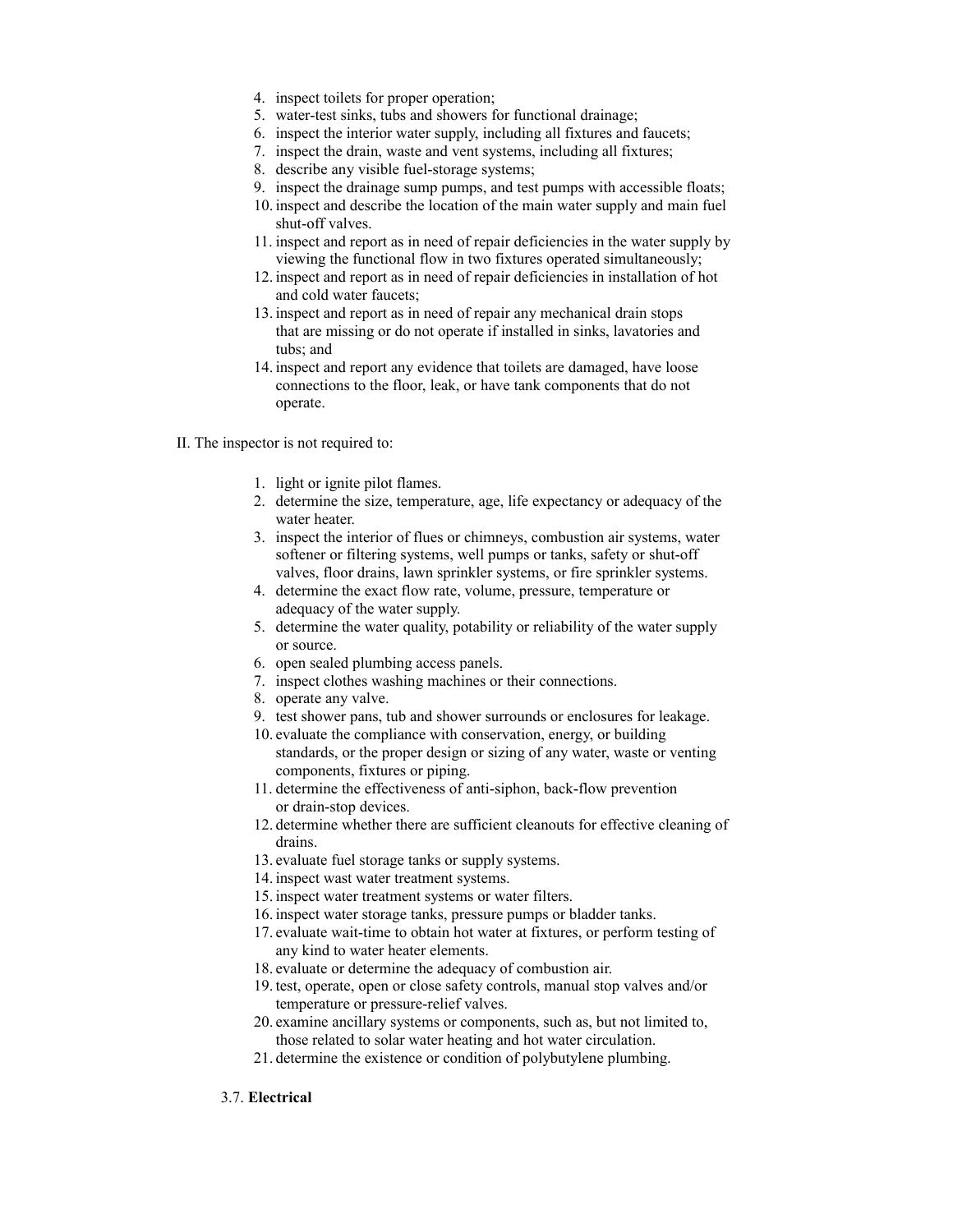4. inspect toilets for proper operation;
5. water-test sinks, tubs and showers for functional drainage;
6. inspect the interior water supply, including all fixtures and faucets;
7. inspect the drain, waste and vent systems, including all fixtures;
8. describe any visible fuel-storage systems;
9. inspect the drainage sump pumps, and test pumps with accessible floats;
10. inspect and describe the location of the main water supply and main fuel shut-off valves.
11. inspect and report as in need of repair deficiencies in the water supply by viewing the functional flow in two fixtures operated simultaneously;
12. inspect and report as in need of repair deficiencies in installation of hot and cold water faucets;
13. inspect and report as in need of repair any mechanical drain stops that are missing or do not operate if installed in sinks, lavatories and tubs; and
14. inspect and report any evidence that toilets are damaged, have loose connections to the floor, leak, or have tank components that do not operate.

II. The inspector is not required to:

1. light or ignite pilot flames.
2. determine the size, temperature, age, life expectancy or adequacy of the water heater.
3. inspect the interior of flues or chimneys, combustion air systems, water softener or filtering systems, well pumps or tanks, safety or shut-off valves, floor drains, lawn sprinkler systems, or fire sprinkler systems.
4. determine the exact flow rate, volume, pressure, temperature or adequacy of the water supply.
5. determine the water quality, potability or reliability of the water supply or source.
6. open sealed plumbing access panels.
7. inspect clothes washing machines or their connections.
8. operate any valve.
9. test shower pans, tub and shower surrounds or enclosures for leakage.
10. evaluate the compliance with conservation, energy, or building standards, or the proper design or sizing of any water, waste or venting components, fixtures or piping.
11. determine the effectiveness of anti-siphon, back-flow prevention or drain-stop devices.
12. determine whether there are sufficient cleanouts for effective cleaning of drains.
13. evaluate fuel storage tanks or supply systems.
14. inspect wast water treatment systems.
15. inspect water treatment systems or water filters.
16. inspect water storage tanks, pressure pumps or bladder tanks.
17. evaluate wait-time to obtain hot water at fixtures, or perform testing of any kind to water heater elements.
18. evaluate or determine the adequacy of combustion air.
19. test, operate, open or close safety controls, manual stop valves and/or temperature or pressure-relief valves.
20. examine ancillary systems or components, such as, but not limited to, those related to solar water heating and hot water circulation.
21. determine the existence or condition of polybutylene plumbing.

3.7. **Electrical**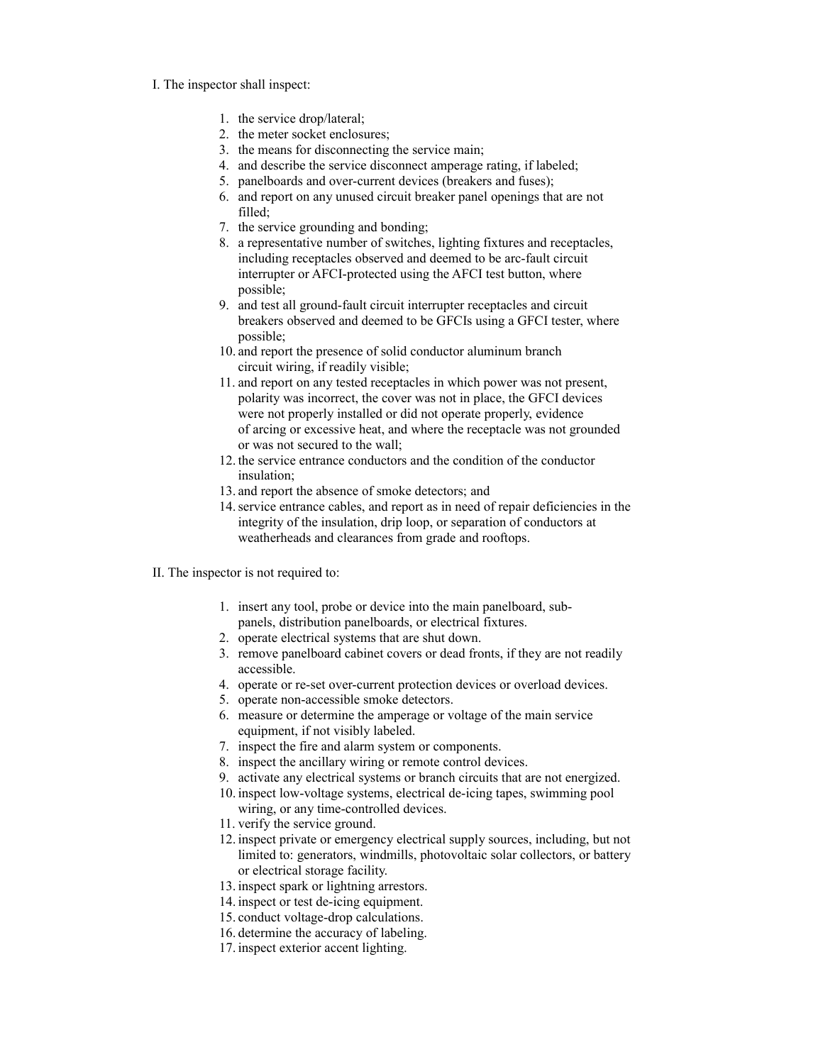I. The inspector shall inspect:

1. the service drop/lateral;
2. the meter socket enclosures;
3. the means for disconnecting the service main;
4. and describe the service disconnect amperage rating, if labeled;
5. panelboards and over-current devices (breakers and fuses);
6. and report on any unused circuit breaker panel openings that are not filled;
7. the service grounding and bonding;
8. a representative number of switches, lighting fixtures and receptacles, including receptacles observed and deemed to be arc-fault circuit interrupter or AFCI-protected using the AFCI test button, where possible;
9. and test all ground-fault circuit interrupter receptacles and circuit breakers observed and deemed to be GFCIs using a GFCI tester, where possible;
10. and report the presence of solid conductor aluminum branch circuit wiring, if readily visible;
11. and report on any tested receptacles in which power was not present, polarity was incorrect, the cover was not in place, the GFCI devices were not properly installed or did not operate properly, evidence of arcing or excessive heat, and where the receptacle was not grounded or was not secured to the wall;
12. the service entrance conductors and the condition of the conductor insulation;
13. and report the absence of smoke detectors; and
14. service entrance cables, and report as in need of repair deficiencies in the integrity of the insulation, drip loop, or separation of conductors at weatherheads and clearances from grade and rooftops.

II. The inspector is not required to:

1. insert any tool, probe or device into the main panelboard, sub-panels, distribution panelboards, or electrical fixtures.
2. operate electrical systems that are shut down.
3. remove panelboard cabinet covers or dead fronts, if they are not readily accessible.
4. operate or re-set over-current protection devices or overload devices.
5. operate non-accessible smoke detectors.
6. measure or determine the amperage or voltage of the main service equipment, if not visibly labeled.
7. inspect the fire and alarm system or components.
8. inspect the ancillary wiring or remote control devices.
9. activate any electrical systems or branch circuits that are not energized.
10. inspect low-voltage systems, electrical de-icing tapes, swimming pool wiring, or any time-controlled devices.
11. verify the service ground.
12. inspect private or emergency electrical supply sources, including, but not limited to: generators, windmills, photovoltaic solar collectors, or battery or electrical storage facility.
13. inspect spark or lightning arrestors.
14. inspect or test de-icing equipment.
15. conduct voltage-drop calculations.
16. determine the accuracy of labeling.
17. inspect exterior accent lighting.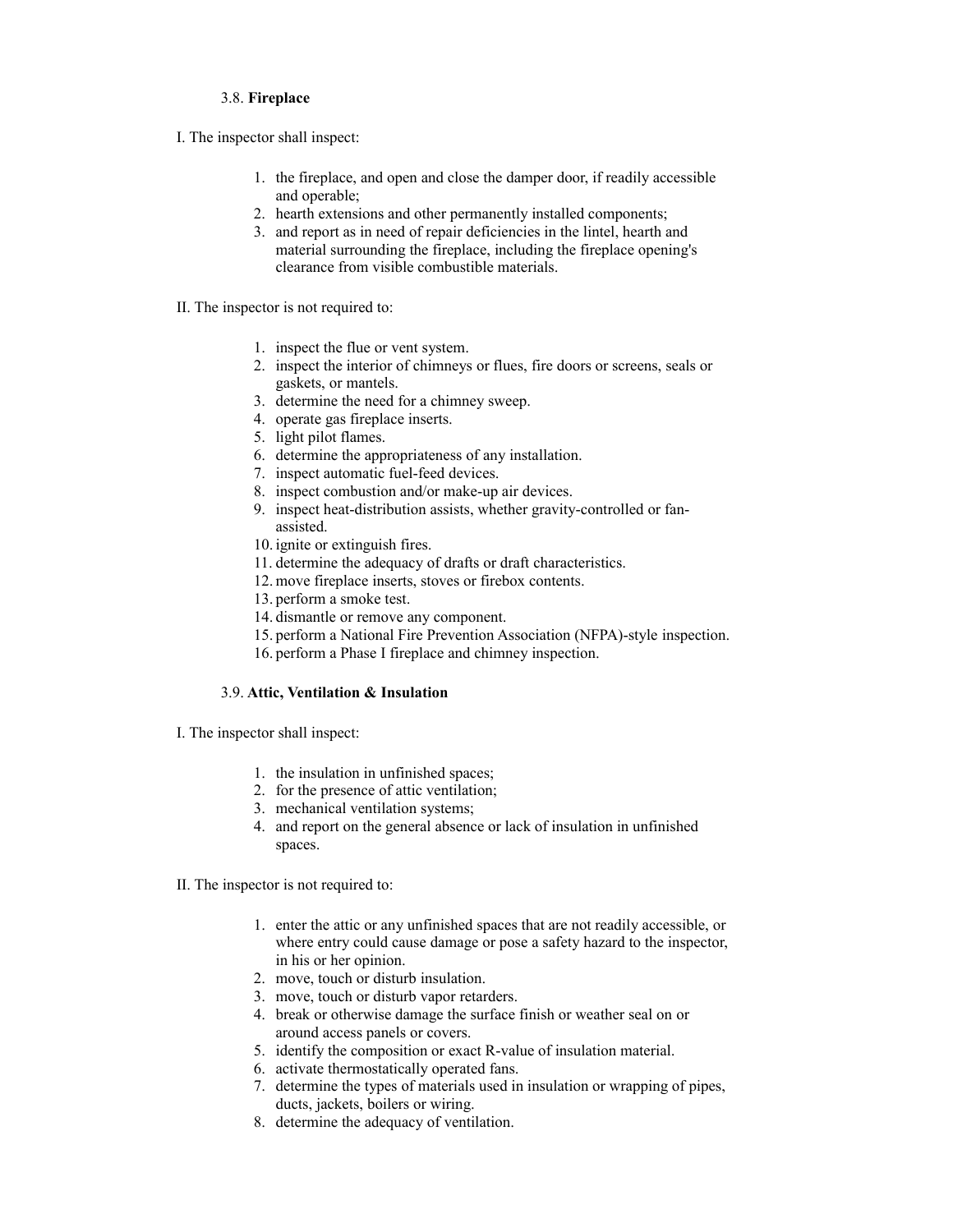### 3.8. **Fireplace**

I. The inspector shall inspect:

1. the fireplace, and open and close the damper door, if readily accessible and operable;
2. hearth extensions and other permanently installed components;
3. and report as in need of repair deficiencies in the lintel, hearth and material surrounding the fireplace, including the fireplace opening's clearance from visible combustible materials.

II. The inspector is not required to:

1. inspect the flue or vent system.
2. inspect the interior of chimneys or flues, fire doors or screens, seals or gaskets, or mantels.
3. determine the need for a chimney sweep.
4. operate gas fireplace inserts.
5. light pilot flames.
6. determine the appropriateness of any installation.
7. inspect automatic fuel-feed devices.
8. inspect combustion and/or make-up air devices.
9. inspect heat-distribution assists, whether gravity-controlled or fan-assisted.
10. ignite or extinguish fires.
11. determine the adequacy of drafts or draft characteristics.
12. move fireplace inserts, stoves or firebox contents.
13. perform a smoke test.
14. dismantle or remove any component.
15. perform a National Fire Prevention Association (NFPA)-style inspection.
16. perform a Phase I fireplace and chimney inspection.

### 3.9. **Attic, Ventilation & Insulation**

I. The inspector shall inspect:

1. the insulation in unfinished spaces;
2. for the presence of attic ventilation;
3. mechanical ventilation systems;
4. and report on the general absence or lack of insulation in unfinished spaces.

II. The inspector is not required to:

1. enter the attic or any unfinished spaces that are not readily accessible, or where entry could cause damage or pose a safety hazard to the inspector, in his or her opinion.
2. move, touch or disturb insulation.
3. move, touch or disturb vapor retarders.
4. break or otherwise damage the surface finish or weather seal on or around access panels or covers.
5. identify the composition or exact R-value of insulation material.
6. activate thermostatically operated fans.
7. determine the types of materials used in insulation or wrapping of pipes, ducts, jackets, boilers or wiring.
8. determine the adequacy of ventilation.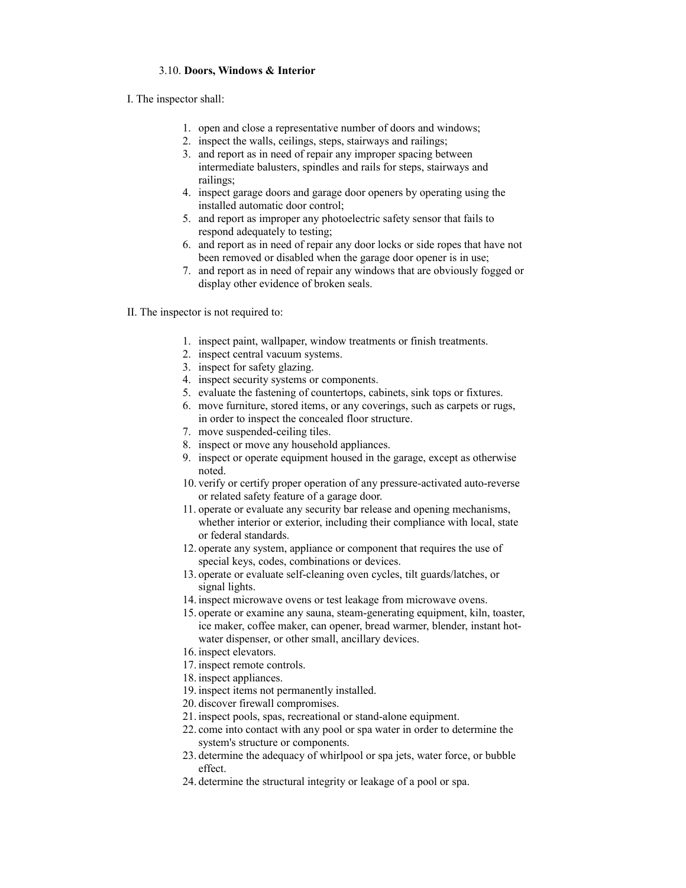### 3.10. **Doors, Windows & Interior**

I. The inspector shall:

1. open and close a representative number of doors and windows;
2. inspect the walls, ceilings, steps, stairways and railings;
3. and report as in need of repair any improper spacing between intermediate balusters, spindles and rails for steps, stairways and railings;
4. inspect garage doors and garage door openers by operating using the installed automatic door control;
5. and report as improper any photoelectric safety sensor that fails to respond adequately to testing;
6. and report as in need of repair any door locks or side ropes that have not been removed or disabled when the garage door opener is in use;
7. and report as in need of repair any windows that are obviously fogged or display other evidence of broken seals.

II. The inspector is not required to:

1. inspect paint, wallpaper, window treatments or finish treatments.
2. inspect central vacuum systems.
3. inspect for safety glazing.
4. inspect security systems or components.
5. evaluate the fastening of countertops, cabinets, sink tops or fixtures.
6. move furniture, stored items, or any coverings, such as carpets or rugs, in order to inspect the concealed floor structure.
7. move suspended-ceiling tiles.
8. inspect or move any household appliances.
9. inspect or operate equipment housed in the garage, except as otherwise noted.
10. verify or certify proper operation of any pressure-activated auto-reverse or related safety feature of a garage door.
11. operate or evaluate any security bar release and opening mechanisms, whether interior or exterior, including their compliance with local, state or federal standards.
12. operate any system, appliance or component that requires the use of special keys, codes, combinations or devices.
13. operate or evaluate self-cleaning oven cycles, tilt guards/latches, or signal lights.
14. inspect microwave ovens or test leakage from microwave ovens.
15. operate or examine any sauna, steam-generating equipment, kiln, toaster, ice maker, coffee maker, can opener, bread warmer, blender, instant hot-water dispenser, or other small, ancillary devices.
16. inspect elevators.
17. inspect remote controls.
18. inspect appliances.
19. inspect items not permanently installed.
20. discover firewall compromises.
21. inspect pools, spas, recreational or stand-alone equipment.
22. come into contact with any pool or spa water in order to determine the system's structure or components.
23. determine the adequacy of whirlpool or spa jets, water force, or bubble effect.
24. determine the structural integrity or leakage of a pool or spa.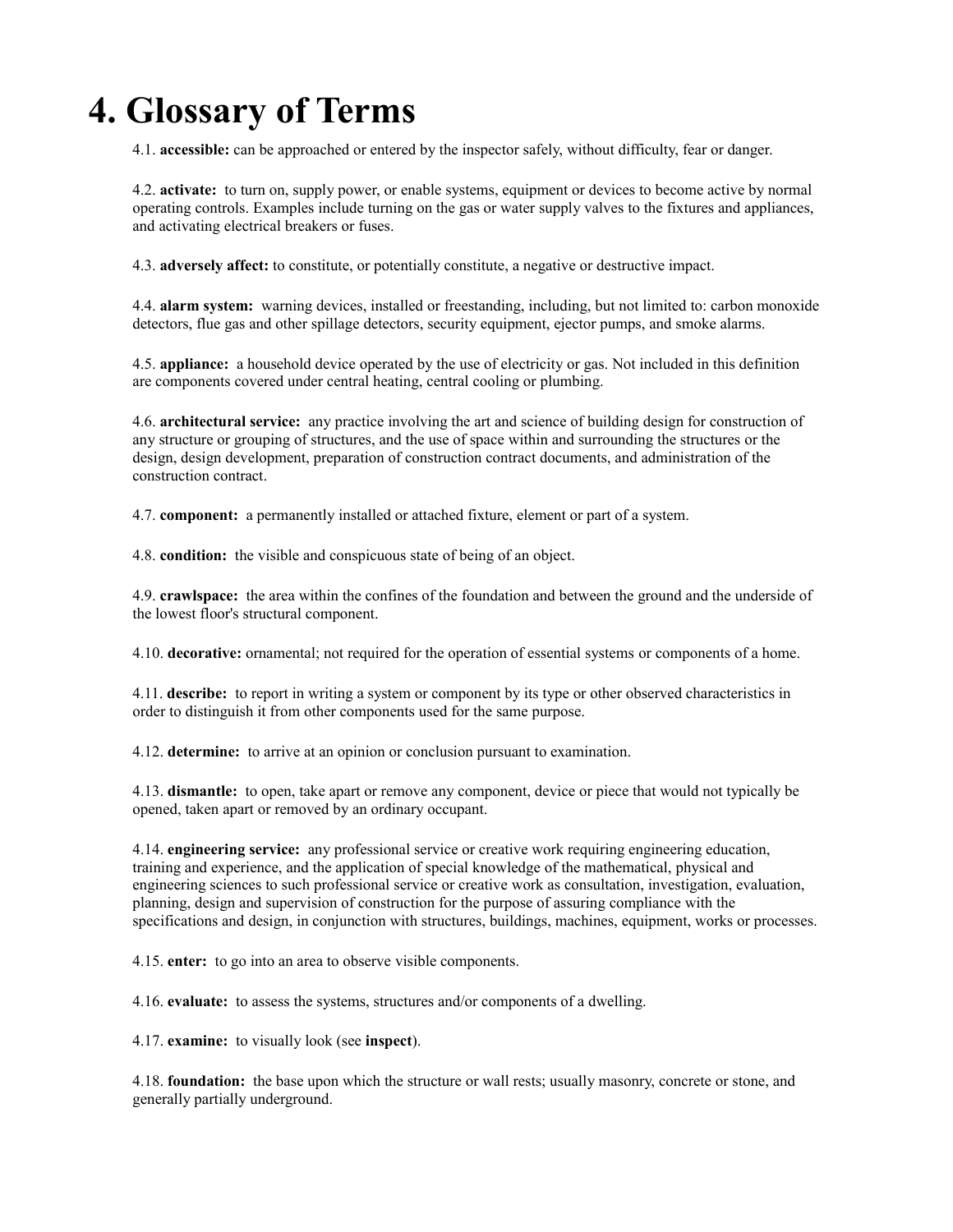# 4. Glossary of Terms

4.1. **accessible:** can be approached or entered by the inspector safely, without difficulty, fear or danger.

4.2. **activate:** to turn on, supply power, or enable systems, equipment or devices to become active by normal operating controls. Examples include turning on the gas or water supply valves to the fixtures and appliances, and activating electrical breakers or fuses.

4.3. **adversely affect:** to constitute, or potentially constitute, a negative or destructive impact.

4.4. **alarm system:** warning devices, installed or freestanding, including, but not limited to: carbon monoxide detectors, flue gas and other spillage detectors, security equipment, ejector pumps, and smoke alarms.

4.5. **appliance:** a household device operated by the use of electricity or gas. Not included in this definition are components covered under central heating, central cooling or plumbing.

4.6. **architectural service:** any practice involving the art and science of building design for construction of any structure or grouping of structures, and the use of space within and surrounding the structures or the design, design development, preparation of construction contract documents, and administration of the construction contract.

4.7. **component:** a permanently installed or attached fixture, element or part of a system.

4.8. **condition:** the visible and conspicuous state of being of an object.

4.9. **crawlspace:** the area within the confines of the foundation and between the ground and the underside of the lowest floor's structural component.

4.10. **decorative:** ornamental; not required for the operation of essential systems or components of a home.

4.11. **describe:** to report in writing a system or component by its type or other observed characteristics in order to distinguish it from other components used for the same purpose.

4.12. **determine:** to arrive at an opinion or conclusion pursuant to examination.

4.13. **dismantle:** to open, take apart or remove any component, device or piece that would not typically be opened, taken apart or removed by an ordinary occupant.

4.14. **engineering service:** any professional service or creative work requiring engineering education, training and experience, and the application of special knowledge of the mathematical, physical and engineering sciences to such professional service or creative work as consultation, investigation, evaluation, planning, design and supervision of construction for the purpose of assuring compliance with the specifications and design, in conjunction with structures, buildings, machines, equipment, works or processes.

4.15. **enter:** to go into an area to observe visible components.

4.16. **evaluate:** to assess the systems, structures and/or components of a dwelling.

4.17. **examine:** to visually look (see **inspect**).

4.18. **foundation:** the base upon which the structure or wall rests; usually masonry, concrete or stone, and generally partially underground.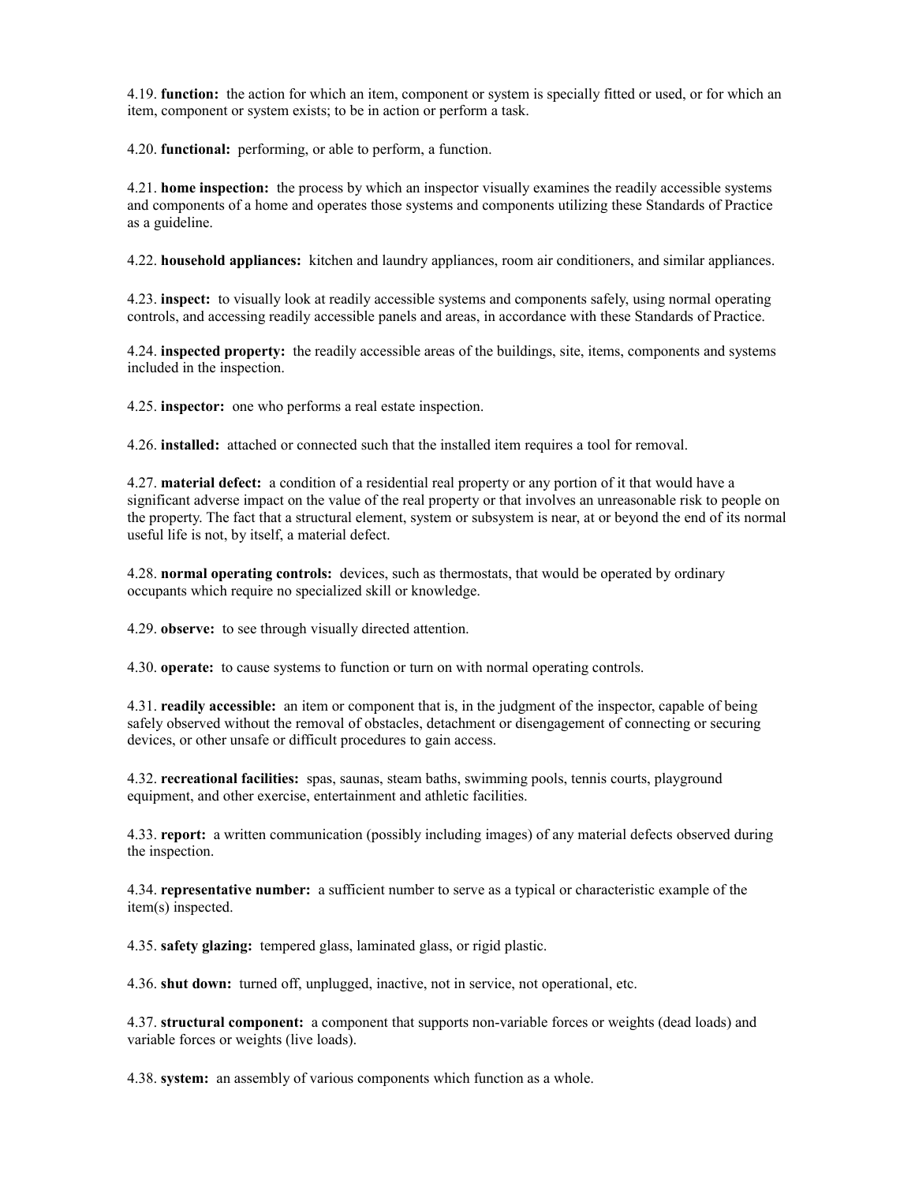4.19. **function:** the action for which an item, component or system is specially fitted or used, or for which an item, component or system exists; to be in action or perform a task.

4.20. **functional:** performing, or able to perform, a function.

4.21. **home inspection:** the process by which an inspector visually examines the readily accessible systems and components of a home and operates those systems and components utilizing these Standards of Practice as a guideline.

4.22. **household appliances:** kitchen and laundry appliances, room air conditioners, and similar appliances.

4.23. **inspect:** to visually look at readily accessible systems and components safely, using normal operating controls, and accessing readily accessible panels and areas, in accordance with these Standards of Practice.

4.24. **inspected property:** the readily accessible areas of the buildings, site, items, components and systems included in the inspection.

4.25. **inspector:** one who performs a real estate inspection.

4.26. **installed:** attached or connected such that the installed item requires a tool for removal.

4.27. **material defect:** a condition of a residential real property or any portion of it that would have a significant adverse impact on the value of the real property or that involves an unreasonable risk to people on the property. The fact that a structural element, system or subsystem is near, at or beyond the end of its normal useful life is not, by itself, a material defect.

4.28. **normal operating controls:** devices, such as thermostats, that would be operated by ordinary occupants which require no specialized skill or knowledge.

4.29. **observe:** to see through visually directed attention.

4.30. **operate:** to cause systems to function or turn on with normal operating controls.

4.31. **readily accessible:** an item or component that is, in the judgment of the inspector, capable of being safely observed without the removal of obstacles, detachment or disengagement of connecting or securing devices, or other unsafe or difficult procedures to gain access.

4.32. **recreational facilities:** spas, saunas, steam baths, swimming pools, tennis courts, playground equipment, and other exercise, entertainment and athletic facilities.

4.33. **report:** a written communication (possibly including images) of any material defects observed during the inspection.

4.34. **representative number:** a sufficient number to serve as a typical or characteristic example of the item(s) inspected.

4.35. **safety glazing:** tempered glass, laminated glass, or rigid plastic.

4.36. **shut down:** turned off, unplugged, inactive, not in service, not operational, etc.

4.37. **structural component:** a component that supports non-variable forces or weights (dead loads) and variable forces or weights (live loads).

4.38. **system:** an assembly of various components which function as a whole.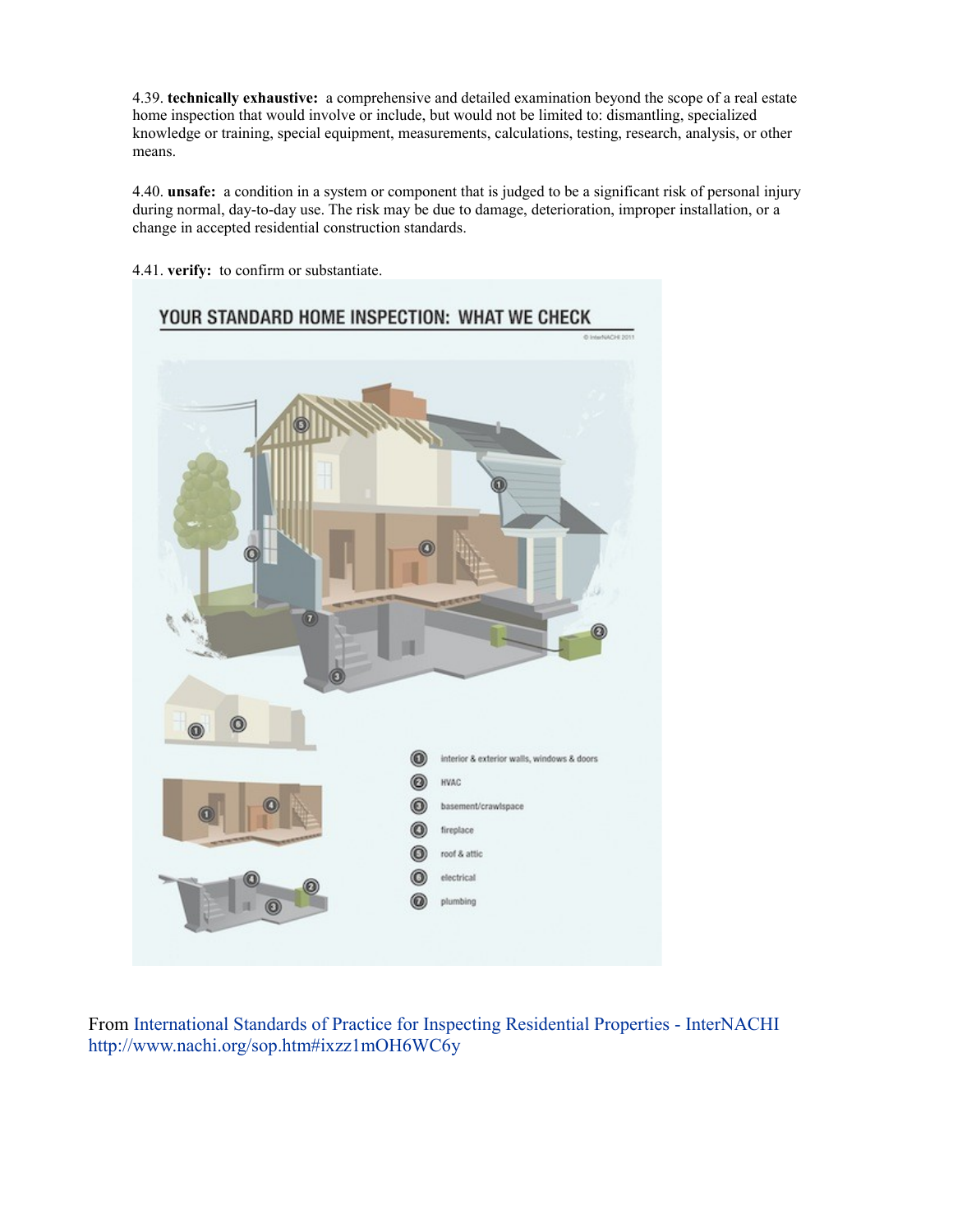4.39. **technically exhaustive:** a comprehensive and detailed examination beyond the scope of a real estate home inspection that would involve or include, but would not be limited to: dismantling, specialized knowledge or training, special equipment, measurements, calculations, testing, research, analysis, or other means.

4.40. **unsafe:** a condition in a system or component that is judged to be a significant risk of personal injury during normal, day-to-day use. The risk may be due to damage, deterioration, improper installation, or a change in accepted residential construction standards.

4.41. **verify:** to confirm or substantiate.

YOUR STANDARD HOME INSPECTION: WHAT WE CHECK

© InterNACHI 2011

1 interior & exterior walls, windows & doors

2 HVAC

3 basement/crawlspace

4 fireplace

5 roof & attic

6 electrical

7 plumbing

From International Standards of Practice for Inspecting Residential Properties - InterNACHI
http://www.nachi.org/sop.htm#ixzz1mOH6WC6y